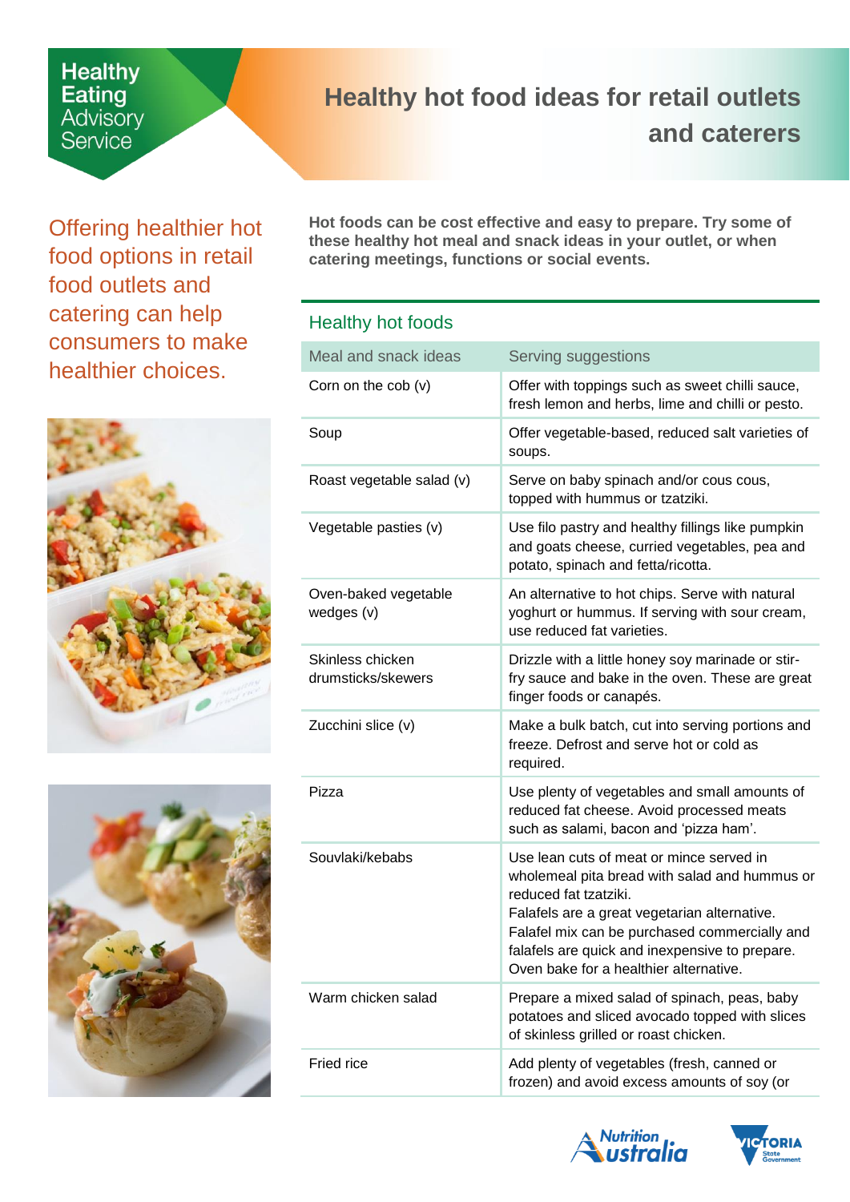Healthy Eating Advisory Service

# Healthy hot food ideas for retail outlets and caterers

Offering healthier hot food options in retail food outlets and catering can help consumers to make healthier choices.

**Hot foods can be cost effective and easy to prepare. Try some of these healthy hot meal and snack ideas in your outlet, or when catering meetings, functions or social events.**

## Healthy hot foods

| Meal and snack ideas | Serving suggestions |
| --- | --- |
| Corn on the cob (v) | Offer with toppings such as sweet chilli sauce, fresh lemon and herbs, lime and chilli or pesto. |
| Soup | Offer vegetable-based, reduced salt varieties of soups. |
| Roast vegetable salad (v) | Serve on baby spinach and/or cous cous, topped with hummus or tzatziki. |
| Vegetable pasties (v) | Use filo pastry and healthy fillings like pumpkin and goats cheese, curried vegetables, pea and potato, spinach and fetta/ricotta. |
| Oven-baked vegetable wedges (v) | An alternative to hot chips. Serve with natural yoghurt or hummus. If serving with sour cream, use reduced fat varieties. |
| Skinless chicken drumsticks/skewers | Drizzle with a little honey soy marinade or stir-fry sauce and bake in the oven. These are great finger foods or canapés. |
| Zucchini slice (v) | Make a bulk batch, cut into serving portions and freeze. Defrost and serve hot or cold as required. |
| Pizza | Use plenty of vegetables and small amounts of reduced fat cheese. Avoid processed meats such as salami, bacon and 'pizza ham'. |
| Souvlaki/kebabs | Use lean cuts of meat or mince served in wholemeal pita bread with salad and hummus or reduced fat tzatziki.<br>Falafels are a great vegetarian alternative. Falafel mix can be purchased commercially and falafels are quick and inexpensive to prepare. Oven bake for a healthier alternative. |
| Warm chicken salad | Prepare a mixed salad of spinach, peas, baby potatoes and sliced avocado topped with slices of skinless grilled or roast chicken. |
| Fried rice | Add plenty of vegetables (fresh, canned or frozen) and avoid excess amounts of soy (or |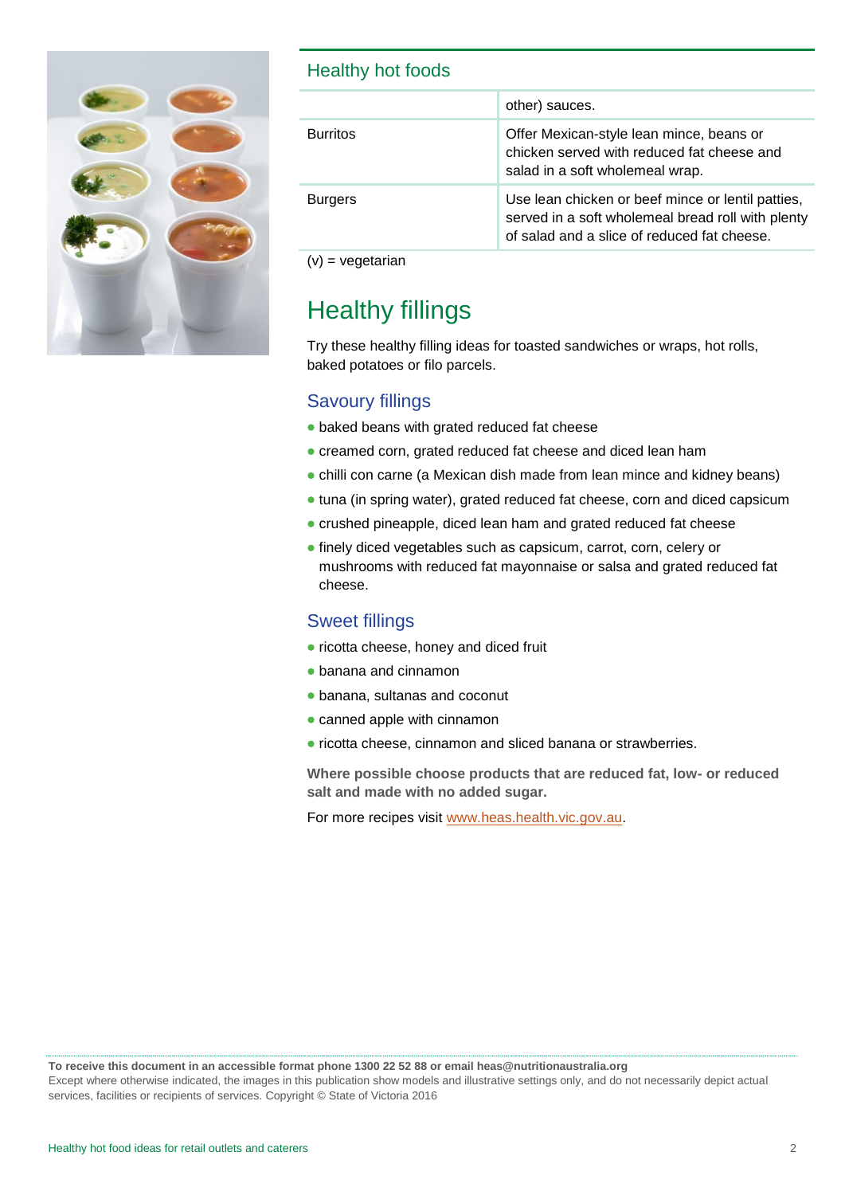## Healthy hot foods

| | |
|---|---|
| | other) sauces. |
| Burritos | Offer Mexican-style lean mince, beans or chicken served with reduced fat cheese and salad in a soft wholemeal wrap. |
| Burgers | Use lean chicken or beef mince or lentil patties, served in a soft wholemeal bread roll with plenty of salad and a slice of reduced fat cheese. |

(v) = vegetarian

# Healthy fillings

Try these healthy filling ideas for toasted sandwiches or wraps, hot rolls, baked potatoes or filo parcels.

## Savoury fillings

- baked beans with grated reduced fat cheese
- creamed corn, grated reduced fat cheese and diced lean ham
- chilli con carne (a Mexican dish made from lean mince and kidney beans)
- tuna (in spring water), grated reduced fat cheese, corn and diced capsicum
- crushed pineapple, diced lean ham and grated reduced fat cheese
- finely diced vegetables such as capsicum, carrot, corn, celery or mushrooms with reduced fat mayonnaise or salsa and grated reduced fat cheese.

## Sweet fillings

- ricotta cheese, honey and diced fruit
- banana and cinnamon
- banana, sultanas and coconut
- canned apple with cinnamon
- ricotta cheese, cinnamon and sliced banana or strawberries.

**Where possible choose products that are reduced fat, low- or reduced salt and made with no added sugar.**

For more recipes visit www.heas.health.vic.gov.au.

**To receive this document in an accessible format phone 1300 22 52 88 or email heas@nutritionaustralia.org**
Except where otherwise indicated, the images in this publication show models and illustrative settings only, and do not necessarily depict actual services, facilities or recipients of services. Copyright © State of Victoria 2016